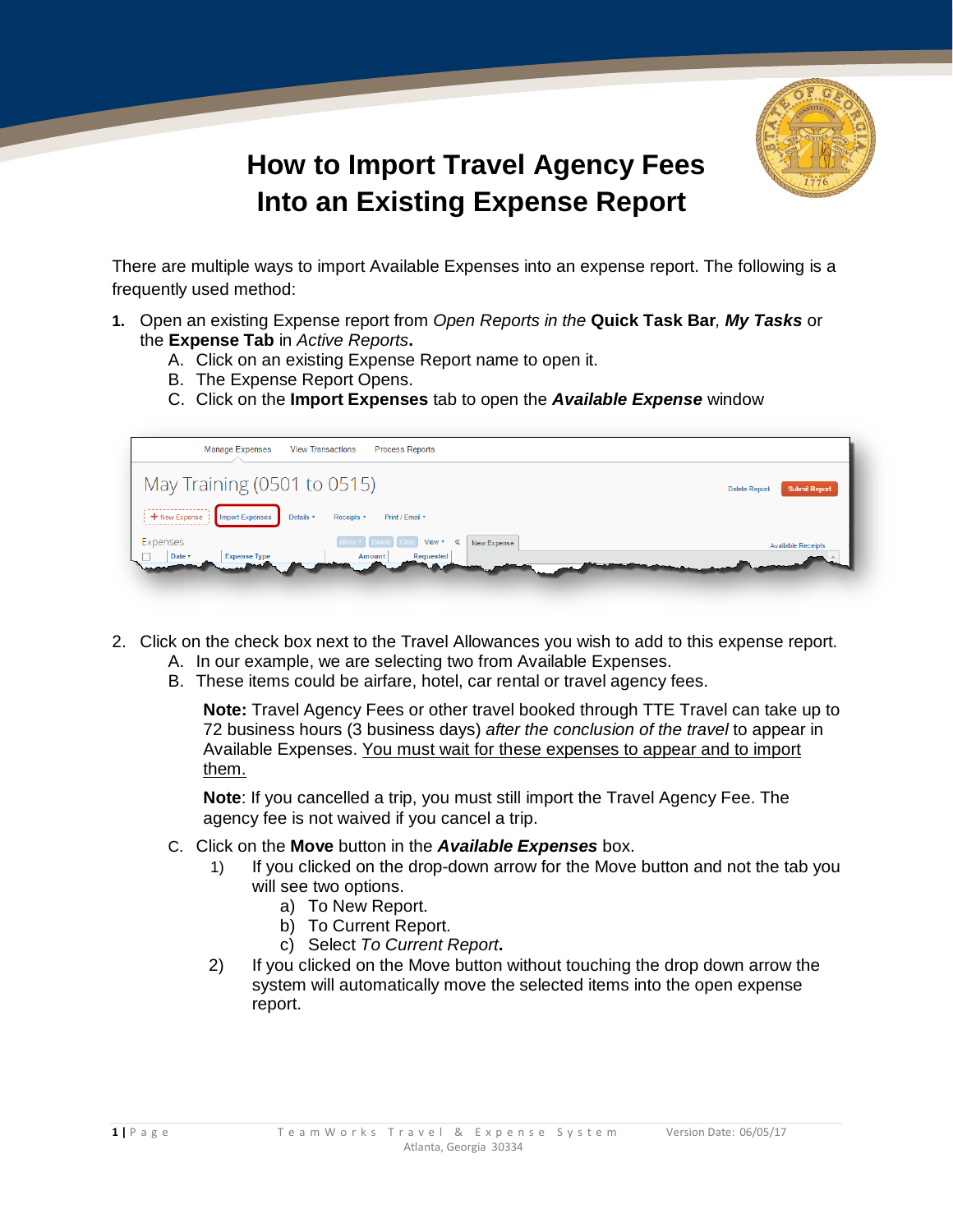# How to Import Travel Agency Fees Into an Existing Expense Report

There are multiple ways to import Available Expenses into an expense report. The following is a frequently used method:

1. Open an existing Expense report from *Open Reports in the* **Quick Task Bar**, ***My Tasks*** or the **Expense Tab** in *Active Reports***.**
   A. Click on an existing Expense Report name to open it.
   B. The Expense Report Opens.
   C. Click on the **Import Expenses** tab to open the ***Available Expense*** window

2. Click on the check box next to the Travel Allowances you wish to add to this expense report.
   A. In our example, we are selecting two from Available Expenses.
   B. These items could be airfare, hotel, car rental or travel agency fees.

   **Note:** Travel Agency Fees or other travel booked through TTE Travel can take up to 72 business hours (3 business days) *after the conclusion of the travel* to appear in Available Expenses. <u>You must wait for these expenses to appear and to import them.</u>

   **Note**: If you cancelled a trip, you must still import the Travel Agency Fee. The agency fee is not waived if you cancel a trip.

   C. Click on the **Move** button in the ***Available Expenses*** box.
      1) If you clicked on the drop-down arrow for the Move button and not the tab you will see two options.
         a) To New Report.
         b) To Current Report.
         c) Select *To Current Report***.**
      2) If you clicked on the Move button without touching the drop down arrow the system will automatically move the selected items into the open expense report.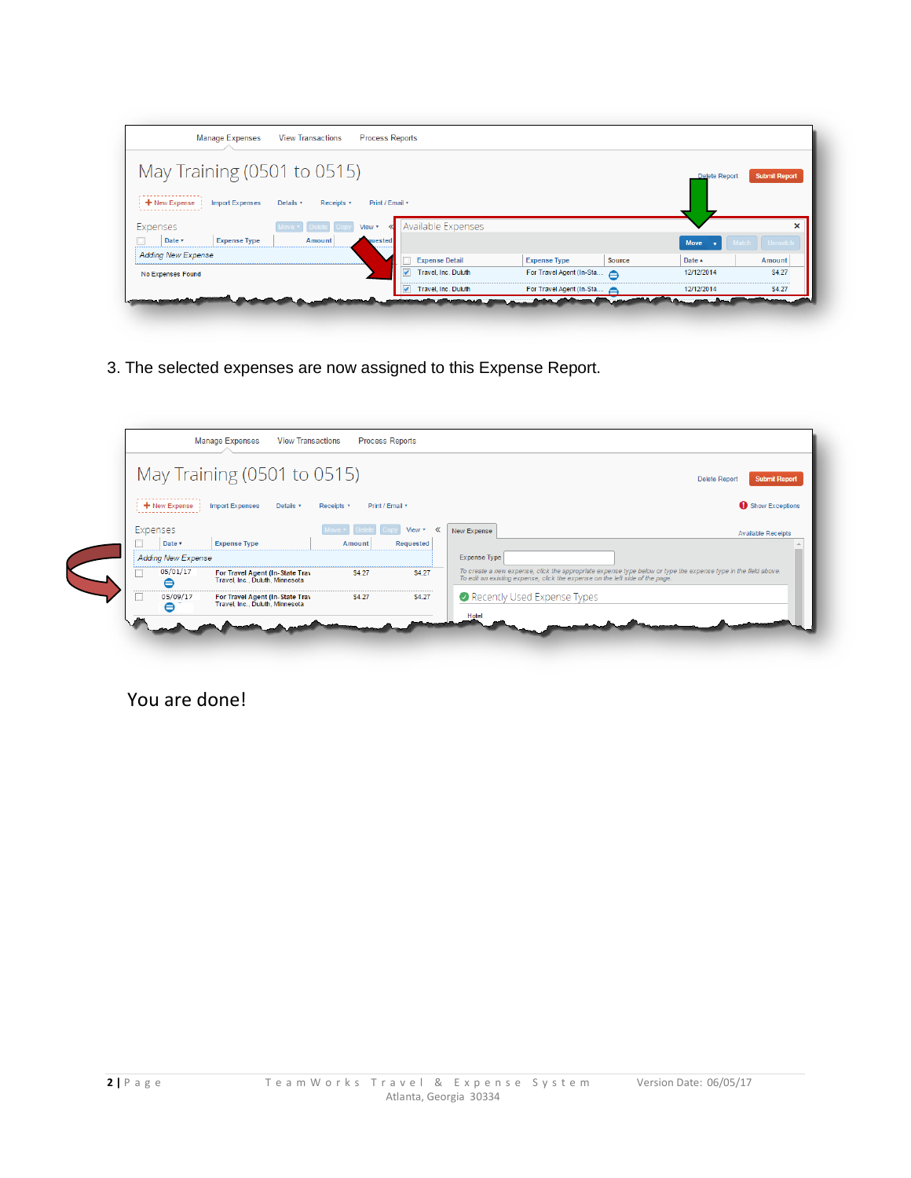3. The selected expenses are now assigned to this Expense Report.

You are done!